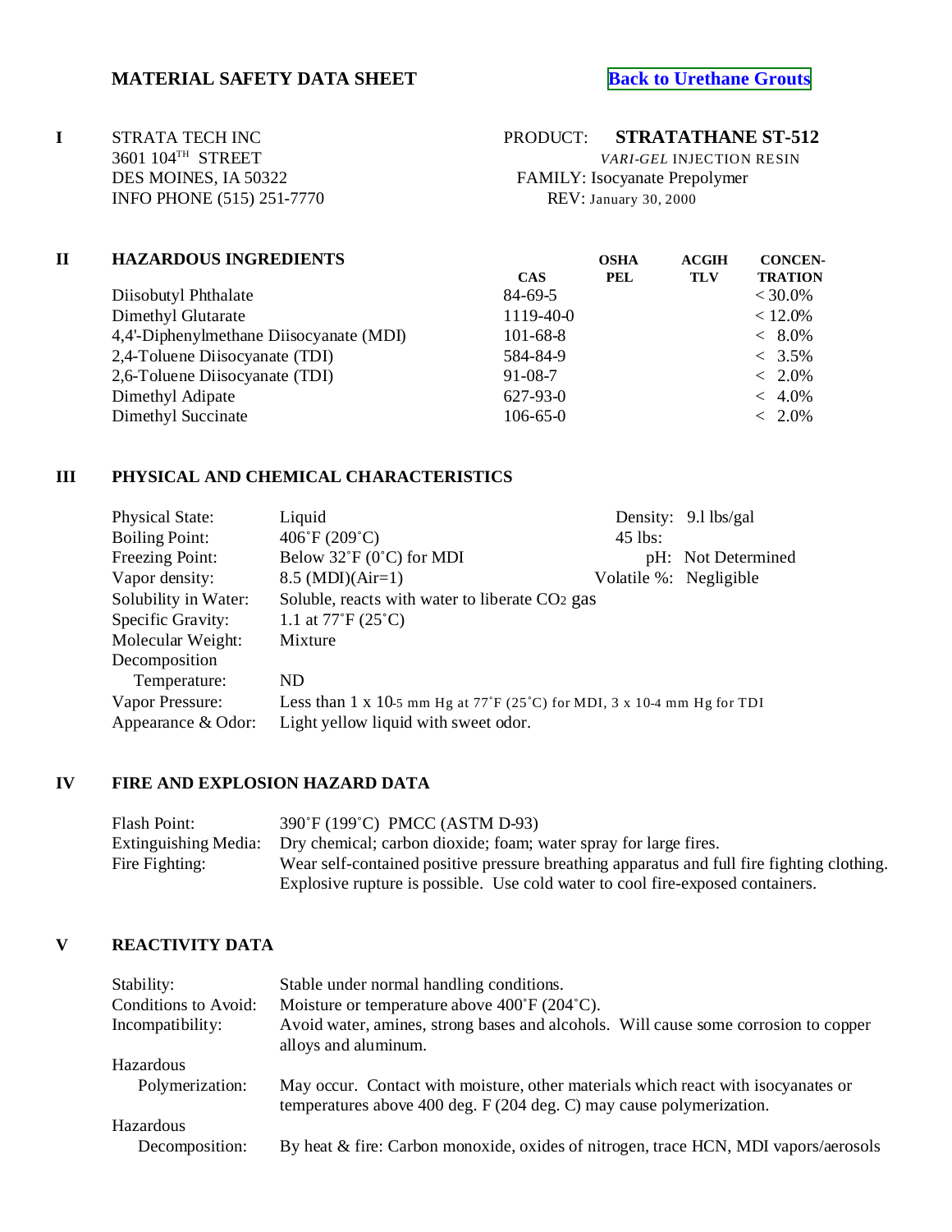# MATERIAL SAFETY DATA SHEET

[Back to Urethane Grouts]

**I**

STRATA TECH INC
3601 104TH STREET
DES MOINES, IA 50322
INFO PHONE (515) 251-7770

PRODUCT: **STRATATHANE ST-512**
*VARI-GEL* INJECTION RESIN
FAMILY: Isocyanate Prepolymer
REV: January 30, 2000

## II HAZARDOUS INGREDIENTS

| | CAS | OSHA PEL | ACGIH TLV | CONCEN-TRATION |
|---|---|---|---|---|
| Diisobutyl Phthalate | 84-69-5 | | | < 30.0% |
| Dimethyl Glutarate | 1119-40-0 | | | < 12.0% |
| 4,4'-Diphenylmethane Diisocyanate (MDI) | 101-68-8 | | | < 8.0% |
| 2,4-Toluene Diisocyanate (TDI) | 584-84-9 | | | < 3.5% |
| 2,6-Toluene Diisocyanate (TDI) | 91-08-7 | | | < 2.0% |
| Dimethyl Adipate | 627-93-0 | | | < 4.0% |
| Dimethyl Succinate | 106-65-0 | | | < 2.0% |

## III PHYSICAL AND CHEMICAL CHARACTERISTICS

| | | | |
|---|---|---|---|
| Physical State: | Liquid | Density: | 9.1 lbs/gal |
| Boiling Point: | 406˚F (209˚C) | 45 lbs: | |
| Freezing Point: | Below 32˚F (0˚C) for MDI | pH: | Not Determined |
| Vapor density: | 8.5 (MDI)(Air=1) | Volatile %: | Negligible |
| Solubility in Water: | Soluble, reacts with water to liberate $CO_2$ gas | | |
| Specific Gravity: | 1.1 at 77˚F (25˚C) | | |
| Molecular Weight: | Mixture | | |
| Decomposition Temperature: | ND | | |
| Vapor Pressure: | Less than $1 \times 10^{-5}$ mm Hg at 77˚F (25˚C) for MDI, $3 \times 10^{-4}$ mm Hg for TDI | | |
| Appearance & Odor: | Light yellow liquid with sweet odor. | | |

## IV FIRE AND EXPLOSION HAZARD DATA

| | |
|---|---|
| Flash Point: | 390˚F (199˚C) PMCC (ASTM D-93) |
| Extinguishing Media: | Dry chemical; carbon dioxide; foam; water spray for large fires. |
| Fire Fighting: | Wear self-contained positive pressure breathing apparatus and full fire fighting clothing. Explosive rupture is possible. Use cold water to cool fire-exposed containers. |

## V REACTIVITY DATA

| | |
|---|---|
| Stability: | Stable under normal handling conditions. |
| Conditions to Avoid: | Moisture or temperature above 400˚F (204˚C). |
| Incompatibility: | Avoid water, amines, strong bases and alcohols. Will cause some corrosion to copper alloys and aluminum. |
| Hazardous Polymerization: | May occur. Contact with moisture, other materials which react with isocyanates or temperatures above 400 deg. F (204 deg. C) may cause polymerization. |
| Hazardous Decomposition: | By heat & fire: Carbon monoxide, oxides of nitrogen, trace HCN, MDI vapors/aerosols |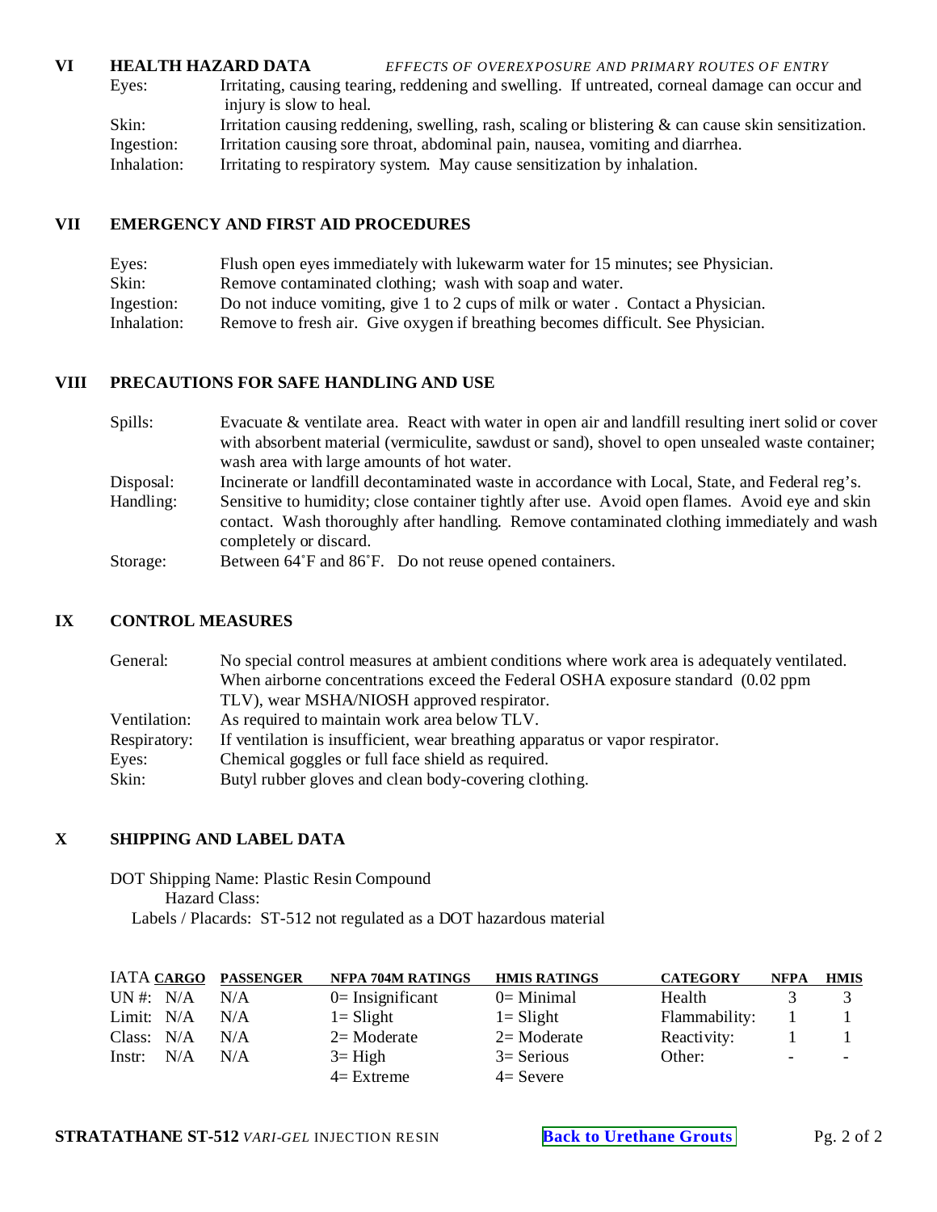## VI HEALTH HAZARD DATA *EFFECTS OF OVEREXPOSURE AND PRIMARY ROUTES OF ENTRY*

| | |
|---|---|
| Eyes: | Irritating, causing tearing, reddening and swelling. If untreated, corneal damage can occur and injury is slow to heal. |
| Skin: | Irritation causing reddening, swelling, rash, scaling or blistering & can cause skin sensitization. |
| Ingestion: | Irritation causing sore throat, abdominal pain, nausea, vomiting and diarrhea. |
| Inhalation: | Irritating to respiratory system. May cause sensitization by inhalation. |

## VII EMERGENCY AND FIRST AID PROCEDURES

| | |
|---|---|
| Eyes: | Flush open eyes immediately with lukewarm water for 15 minutes; see Physician. |
| Skin: | Remove contaminated clothing; wash with soap and water. |
| Ingestion: | Do not induce vomiting, give 1 to 2 cups of milk or water . Contact a Physician. |
| Inhalation: | Remove to fresh air. Give oxygen if breathing becomes difficult. See Physician. |

## VIII PRECAUTIONS FOR SAFE HANDLING AND USE

| | |
|---|---|
| Spills: | Evacuate & ventilate area. React with water in open air and landfill resulting inert solid or cover with absorbent material (vermiculite, sawdust or sand), shovel to open unsealed waste container; wash area with large amounts of hot water. |
| Disposal: | Incinerate or landfill decontaminated waste in accordance with Local, State, and Federal reg's. |
| Handling: | Sensitive to humidity; close container tightly after use. Avoid open flames. Avoid eye and skin contact. Wash thoroughly after handling. Remove contaminated clothing immediately and wash completely or discard. |
| Storage: | Between 64˚F and 86˚F. Do not reuse opened containers. |

## IX CONTROL MEASURES

| | |
|---|---|
| General: | No special control measures at ambient conditions where work area is adequately ventilated. When airborne concentrations exceed the Federal OSHA exposure standard (0.02 ppm TLV), wear MSHA/NIOSH approved respirator. |
| Ventilation: | As required to maintain work area below TLV. |
| Respiratory: | If ventilation is insufficient, wear breathing apparatus or vapor respirator. |
| Eyes: | Chemical goggles or full face shield as required. |
| Skin: | Butyl rubber gloves and clean body-covering clothing. |

## X SHIPPING AND LABEL DATA

DOT Shipping Name: Plastic Resin Compound

Hazard Class:

Labels / Placards: ST-512 not regulated as a DOT hazardous material

| IATA | CARGO | PASSENGER | NFPA 704M RATINGS | HMIS RATINGS | CATEGORY | NFPA | HMIS |
|---|---|---|---|---|---|---|---|
| UN #: | N/A | N/A | 0= Insignificant | 0= Minimal | Health | 3 | 3 |
| Limit: | N/A | N/A | 1= Slight | 1= Slight | Flammability: | 1 | 1 |
| Class: | N/A | N/A | 2= Moderate | 2= Moderate | Reactivity: | 1 | 1 |
| Instr: | N/A | N/A | 3= High | 3= Serious | Other: | - | - |
| | | | 4= Extreme | 4= Severe | | | |

**STRATATHANE ST-512** *VARI-GEL* INJECTION RESIN

**Back to Urethane Grouts**